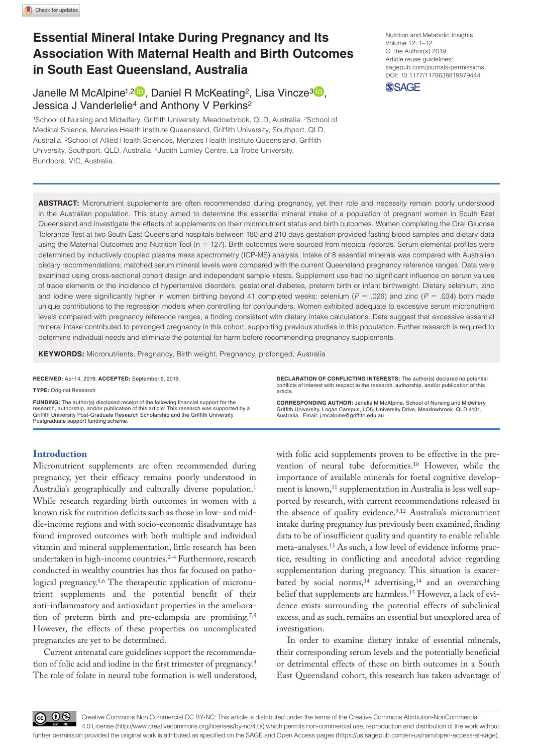# Essential Mineral Intake During Pregnancy and Its Association With Maternal Health and Birth Outcomes in South East Queensland, Australia

Nutrition and Metabolic Insights
Volume 12: 1–12
© The Author(s) 2019
Article reuse guidelines: sagepub.com/journals-permissions
DOI: 10.1177/1178638819879444

Janelle M McAlpine[1,2], Daniel R McKeating[2], Lisa Vincze[3], Jessica J Vanderlelie[4] and Anthony V Perkins[2]

[1]School of Nursing and Midwifery, Griffith University, Meadowbrook, QLD, Australia. [2]School of Medical Science, Menzies Health Institute Queensland, Griffith University, Southport, QLD, Australia. [3]School of Allied Health Sciences, Menzies Health Institute Queensland, Griffith University, Southport, QLD, Australia. [4]Judith Lumley Centre, La Trobe University, Bundoora, VIC, Australia.

**ABSTRACT:** Micronutrient supplements are often recommended during pregnancy, yet their role and necessity remain poorly understood in the Australian population. This study aimed to determine the essential mineral intake of a population of pregnant women in South East Queensland and investigate the effects of supplements on their micronutrient status and birth outcomes. Women completing the Oral Glucose Tolerance Test at two South East Queensland hospitals between 180 and 210 days gestation provided fasting blood samples and dietary data using the Maternal Outcomes and Nutrition Tool (n = 127). Birth outcomes were sourced from medical records. Serum elemental profiles were determined by inductively coupled plasma mass spectrometry (ICP-MS) analysis. Intake of 8 essential minerals was compared with Australian dietary recommendations; matched serum mineral levels were compared with the current Queensland pregnancy reference ranges. Data were examined using cross-sectional cohort design and independent sample *t*-tests. Supplement use had no significant influence on serum values of trace elements or the incidence of hypertensive disorders, gestational diabetes, preterm birth or infant birthweight. Dietary selenium, zinc and iodine were significantly higher in women birthing beyond 41 completed weeks; selenium ($P$ = .026) and zinc ($P$ = .034) both made unique contributions to the regression models when controlling for confounders. Women exhibited adequate to excessive serum micronutrient levels compared with pregnancy reference ranges, a finding consistent with dietary intake calculations. Data suggest that excessive essential mineral intake contributed to prolonged pregnancy in this cohort, supporting previous studies in this population. Further research is required to determine individual needs and eliminate the potential for harm before recommending pregnancy supplements.

**KEYWORDS:** Micronutrients, Pregnancy, Birth weight, Pregnancy, prolonged, Australia

**RECEIVED:** April 4, 2019. **ACCEPTED:** September 9, 2019.

**TYPE:** Original Research

**FUNDING:** The author(s) disclosed receipt of the following financial support for the research, authorship, and/or publication of this article: This research was supported by a Griffith University Post-Graduate Research Scholarship and the Griffith University Postgraduate support funding scheme.

**DECLARATION OF CONFLICTING INTERESTS:** The author(s) declared no potential conflicts of interest with respect to the research, authorship, and/or publication of this article.

**CORRESPONDING AUTHOR:** Janelle M McAlpine, School of Nursing and Midwifery, Griffith University, Logan Campus, LO5, University Drive, Meadowbrook, QLD 4131, Australia. Email: j.mcalpine@griffith.edu.au

## Introduction

Micronutrient supplements are often recommended during pregnancy, yet their efficacy remains poorly understood in Australia's geographically and culturally diverse population.[1] While research regarding birth outcomes in women with a known risk for nutrition deficits such as those in low- and middle-income regions and with socio-economic disadvantage has found improved outcomes with both multiple and individual vitamin and mineral supplementation, little research has been undertaken in high-income countries.[2-4] Furthermore, research conducted in wealthy countries has thus far focused on pathological pregnancy.[5,6] The therapeutic application of micronutrient supplements and the potential benefit of their anti-inflammatory and antioxidant properties in the amelioration of preterm birth and pre-eclampsia are promising.[7,8] However, the effects of these properties on uncomplicated pregnancies are yet to be determined.

Current antenatal care guidelines support the recommendation of folic acid and iodine in the first trimester of pregnancy.[9] The role of folate in neural tube formation is well understood, with folic acid supplements proven to be effective in the prevention of neural tube deformities.[10] However, while the importance of available minerals for foetal cognitive development is known,[11] supplementation in Australia is less well supported by research, with current recommendations released in the absence of quality evidence.[9,12] Australia's micronutrient intake during pregnancy has previously been examined, finding data to be of insufficient quality and quantity to enable reliable meta-analyses.[13] As such, a low level of evidence informs practice, resulting in conflicting and anecdotal advice regarding supplementation during pregnancy. This situation is exacerbated by social norms,[14] advertising,[14] and an overarching belief that supplements are harmless.[15] However, a lack of evidence exists surrounding the potential effects of subclinical excess, and as such, remains an essential but unexplored area of investigation.

In order to examine dietary intake of essential minerals, their corresponding serum levels and the potentially beneficial or detrimental effects of these on birth outcomes in a South East Queensland cohort, this research has taken advantage of

Creative Commons Non Commercial CC BY-NC: This article is distributed under the terms of the Creative Commons Attribution-NonCommercial 4.0 License (http://www.creativecommons.org/licenses/by-nc/4.0/) which permits non-commercial use, reproduction and distribution of the work without further permission provided the original work is attributed as specified on the SAGE and Open Access pages (https://us.sagepub.com/en-us/nam/open-access-at-sage).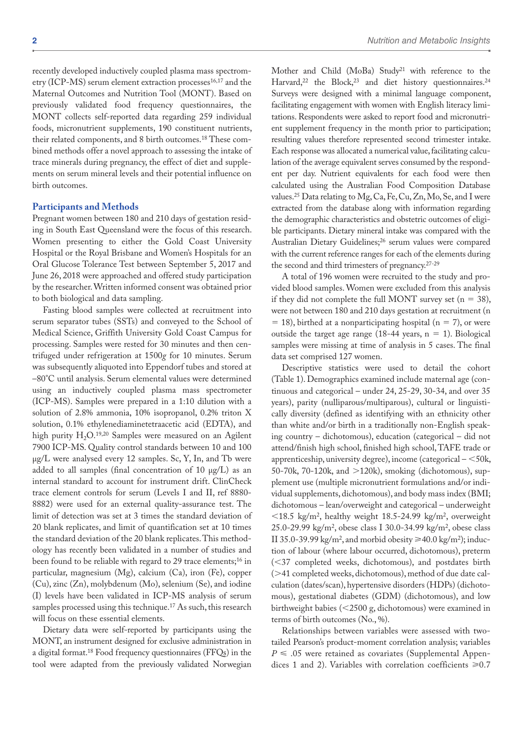recently developed inductively coupled plasma mass spectrometry (ICP-MS) serum element extraction processes[16,17] and the Maternal Outcomes and Nutrition Tool (MONT). Based on previously validated food frequency questionnaires, the MONT collects self-reported data regarding 259 individual foods, micronutrient supplements, 190 constituent nutrients, their related components, and 8 birth outcomes.[18] These combined methods offer a novel approach to assessing the intake of trace minerals during pregnancy, the effect of diet and supplements on serum mineral levels and their potential influence on birth outcomes.

## Participants and Methods

Pregnant women between 180 and 210 days of gestation residing in South East Queensland were the focus of this research. Women presenting to either the Gold Coast University Hospital or the Royal Brisbane and Women's Hospitals for an Oral Glucose Tolerance Test between September 5, 2017 and June 26, 2018 were approached and offered study participation by the researcher. Written informed consent was obtained prior to both biological and data sampling.

Fasting blood samples were collected at recruitment into serum separator tubes (SSTs) and conveyed to the School of Medical Science, Griffith University Gold Coast Campus for processing. Samples were rested for 30 minutes and then centrifuged under refrigeration at 1500*g* for 10 minutes. Serum was subsequently aliquoted into Eppendorf tubes and stored at –80°C until analysis. Serum elemental values were determined using an inductively coupled plasma mass spectrometer (ICP-MS). Samples were prepared in a 1:10 dilution with a solution of 2.8% ammonia, 10% isopropanol, 0.2% triton X solution, 0.1% ethylenediaminetetraacetic acid (EDTA), and high purity $H_2O$.[19,20] Samples were measured on an Agilent 7900 ICP-MS. Quality control standards between 10 and 100 μg/L were analysed every 12 samples. Sc, Y, In, and Tb were added to all samples (final concentration of 10 μg/L) as an internal standard to account for instrument drift. ClinCheck trace element controls for serum (Levels I and II, ref 8880-8882) were used for an external quality-assurance test. The limit of detection was set at 3 times the standard deviation of 20 blank replicates, and limit of quantification set at 10 times the standard deviation of the 20 blank replicates. This methodology has recently been validated in a number of studies and been found to be reliable with regard to 29 trace elements;[16] in particular, magnesium (Mg), calcium (Ca), iron (Fe), copper (Cu), zinc (Zn), molybdenum (Mo), selenium (Se), and iodine (I) levels have been validated in ICP-MS analysis of serum samples processed using this technique.[17] As such, this research will focus on these essential elements.

Dietary data were self-reported by participants using the MONT, an instrument designed for exclusive administration in a digital format.[18] Food frequency questionnaires (FFQs) in the tool were adapted from the previously validated Norwegian Mother and Child (MoBa) Study[21] with reference to the Harvard,[22] the Block,[23] and diet history questionnaires.[24] Surveys were designed with a minimal language component, facilitating engagement with women with English literacy limitations. Respondents were asked to report food and micronutrient supplement frequency in the month prior to participation; resulting values therefore represented second trimester intake. Each response was allocated a numerical value, facilitating calculation of the average equivalent serves consumed by the respondent per day. Nutrient equivalents for each food were then calculated using the Australian Food Composition Database values.[25] Data relating to Mg, Ca, Fe, Cu, Zn, Mo, Se, and I were extracted from the database along with information regarding the demographic characteristics and obstetric outcomes of eligible participants. Dietary mineral intake was compared with the Australian Dietary Guidelines;[26] serum values were compared with the current reference ranges for each of the elements during the second and third trimesters of pregnancy.[27-29]

A total of 196 women were recruited to the study and provided blood samples. Women were excluded from this analysis if they did not complete the full MONT survey set (n = 38), were not between 180 and 210 days gestation at recruitment (n = 18), birthed at a nonparticipating hospital (n = 7), or were outside the target age range (18-44 years, n = 1). Biological samples were missing at time of analysis in 5 cases. The final data set comprised 127 women.

Descriptive statistics were used to detail the cohort (Table 1). Demographics examined include maternal age (continuous and categorical – under 24, 25-29, 30-34, and over 35 years), parity (nulliparous/multiparous), cultural or linguistically diversity (defined as identifying with an ethnicity other than white and/or birth in a traditionally non-English speaking country – dichotomous), education (categorical – did not attend/finish high school, finished high school, TAFE trade or apprenticeship, university degree), income (categorical – <50k, 50-70k, 70-120k, and >120k), smoking (dichotomous), supplement use (multiple micronutrient formulations and/or individual supplements, dichotomous), and body mass index (BMI; dichotomous – lean/overweight and categorical – underweight <18.5 kg/m$^2$, healthy weight 18.5-24.99 kg/m$^2$, overweight 25.0-29.99 kg/m$^2$, obese class I 30.0-34.99 kg/m$^2$, obese class II 35.0-39.99 kg/m$^2$, and morbid obesity ⩾40.0 kg/m$^2$); induction of labour (where labour occurred, dichotomous), preterm (<37 completed weeks, dichotomous), and postdates birth (>41 completed weeks, dichotomous), method of due date calculation (dates/scan), hypertensive disorders (HDPs) (dichotomous), gestational diabetes (GDM) (dichotomous), and low birthweight babies (<2500 g, dichotomous) were examined in terms of birth outcomes (No., %).

Relationships between variables were assessed with two-tailed Pearson's product-moment correlation analysis; variables $P \leqslant .05$ were retained as covariates (Supplemental Appendices 1 and 2). Variables with correlation coefficients ⩾0.7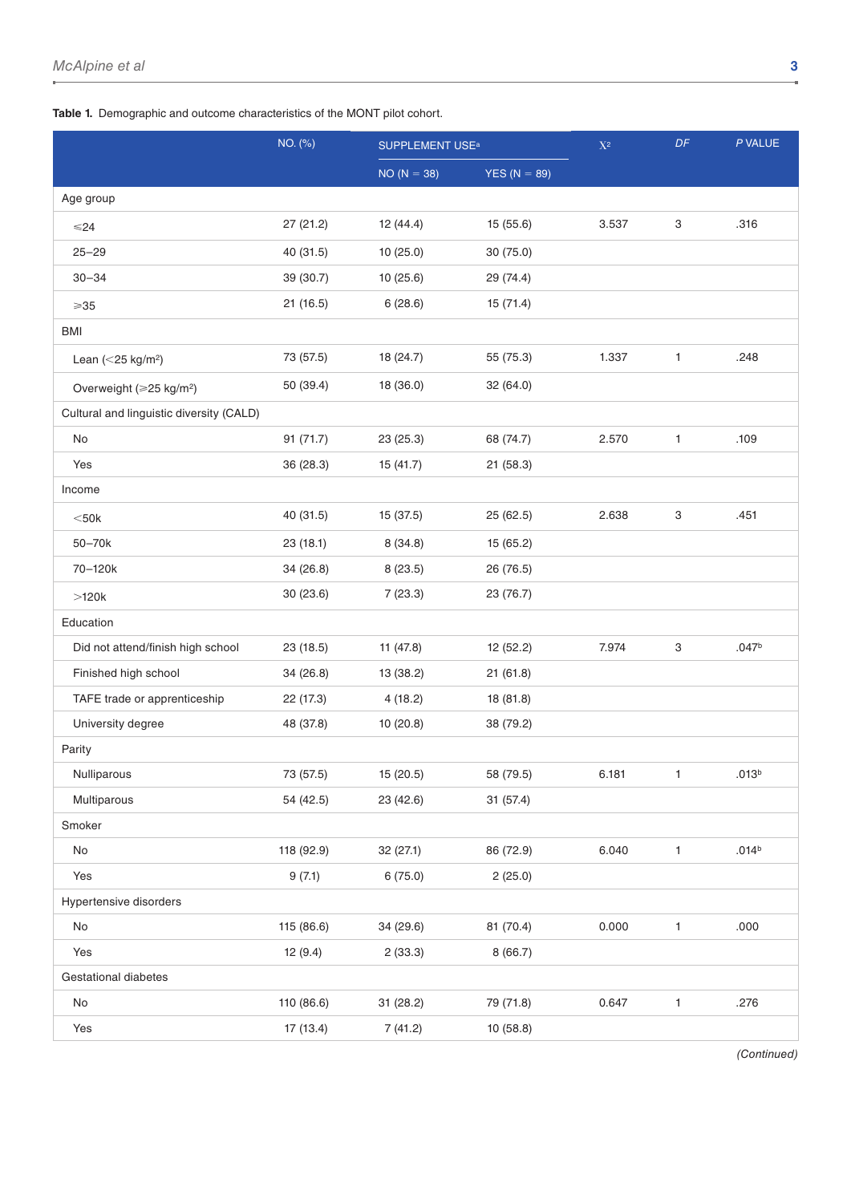**Table 1.** Demographic and outcome characteristics of the MONT pilot cohort.

| | NO. (%) | SUPPLEMENT USE[a] | | $\chi^2$ | DF | P VALUE |
|---|---|---|---|---|---|---|
| | | NO (N = 38) | YES (N = 89) | | | |
| Age group | | | | | | |
| ⩽24 | 27 (21.2) | 12 (44.4) | 15 (55.6) | 3.537 | 3 | .316 |
| 25–29 | 40 (31.5) | 10 (25.0) | 30 (75.0) | | | |
| 30–34 | 39 (30.7) | 10 (25.6) | 29 (74.4) | | | |
| ⩾35 | 21 (16.5) | 6 (28.6) | 15 (71.4) | | | |
| BMI | | | | | | |
| Lean (<25 kg/m$^2$) | 73 (57.5) | 18 (24.7) | 55 (75.3) | 1.337 | 1 | .248 |
| Overweight (⩾25 kg/m$^2$) | 50 (39.4) | 18 (36.0) | 32 (64.0) | | | |
| Cultural and linguistic diversity (CALD) | | | | | | |
| No | 91 (71.7) | 23 (25.3) | 68 (74.7) | 2.570 | 1 | .109 |
| Yes | 36 (28.3) | 15 (41.7) | 21 (58.3) | | | |
| Income | | | | | | |
| <50k | 40 (31.5) | 15 (37.5) | 25 (62.5) | 2.638 | 3 | .451 |
| 50–70k | 23 (18.1) | 8 (34.8) | 15 (65.2) | | | |
| 70–120k | 34 (26.8) | 8 (23.5) | 26 (76.5) | | | |
| >120k | 30 (23.6) | 7 (23.3) | 23 (76.7) | | | |
| Education | | | | | | |
| Did not attend/finish high school | 23 (18.5) | 11 (47.8) | 12 (52.2) | 7.974 | 3 | .047[b] |
| Finished high school | 34 (26.8) | 13 (38.2) | 21 (61.8) | | | |
| TAFE trade or apprenticeship | 22 (17.3) | 4 (18.2) | 18 (81.8) | | | |
| University degree | 48 (37.8) | 10 (20.8) | 38 (79.2) | | | |
| Parity | | | | | | |
| Nulliparous | 73 (57.5) | 15 (20.5) | 58 (79.5) | 6.181 | 1 | .013[b] |
| Multiparous | 54 (42.5) | 23 (42.6) | 31 (57.4) | | | |
| Smoker | | | | | | |
| No | 118 (92.9) | 32 (27.1) | 86 (72.9) | 6.040 | 1 | .014[b] |
| Yes | 9 (7.1) | 6 (75.0) | 2 (25.0) | | | |
| Hypertensive disorders | | | | | | |
| No | 115 (86.6) | 34 (29.6) | 81 (70.4) | 0.000 | 1 | .000 |
| Yes | 12 (9.4) | 2 (33.3) | 8 (66.7) | | | |
| Gestational diabetes | | | | | | |
| No | 110 (86.6) | 31 (28.2) | 79 (71.8) | 0.647 | 1 | .276 |
| Yes | 17 (13.4) | 7 (41.2) | 10 (58.8) | | | |

*(Continued)*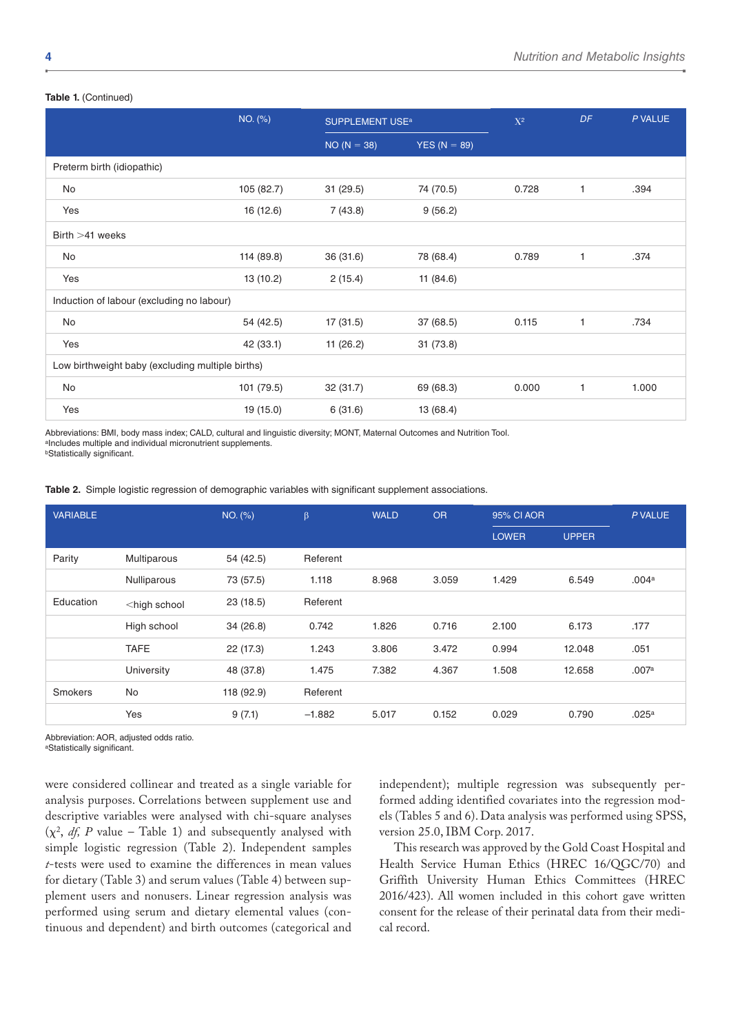**Table 1.** (Continued)

| | NO. (%) | SUPPLEMENT USE[a] | | $X^2$ | *DF* | *P* VALUE |
|---|---|---|---|---|---|---|
| | | NO (N = 38) | YES (N = 89) | | | |
| Preterm birth (idiopathic) | | | | | | |
| No | 105 (82.7) | 31 (29.5) | 74 (70.5) | 0.728 | 1 | .394 |
| Yes | 16 (12.6) | 7 (43.8) | 9 (56.2) | | | |
| Birth >41 weeks | | | | | | |
| No | 114 (89.8) | 36 (31.6) | 78 (68.4) | 0.789 | 1 | .374 |
| Yes | 13 (10.2) | 2 (15.4) | 11 (84.6) | | | |
| Induction of labour (excluding no labour) | | | | | | |
| No | 54 (42.5) | 17 (31.5) | 37 (68.5) | 0.115 | 1 | .734 |
| Yes | 42 (33.1) | 11 (26.2) | 31 (73.8) | | | |
| Low birthweight baby (excluding multiple births) | | | | | | |
| No | 101 (79.5) | 32 (31.7) | 69 (68.3) | 0.000 | 1 | 1.000 |
| Yes | 19 (15.0) | 6 (31.6) | 13 (68.4) | | | |

Abbreviations: BMI, body mass index; CALD, cultural and linguistic diversity; MONT, Maternal Outcomes and Nutrition Tool.
[a]Includes multiple and individual micronutrient supplements.
[b]Statistically significant.

**Table 2.** Simple logistic regression of demographic variables with significant supplement associations.

| VARIABLE | | NO. (%) | β | WALD | OR | 95% CI AOR | | *P* VALUE |
|---|---|---|---|---|---|---|---|---|
| | | | | | | LOWER | UPPER | |
| Parity | Multiparous | 54 (42.5) | Referent | | | | | |
| | Nulliparous | 73 (57.5) | 1.118 | 8.968 | 3.059 | 1.429 | 6.549 | .004[a] |
| Education | <high school | 23 (18.5) | Referent | | | | | |
| | High school | 34 (26.8) | 0.742 | 1.826 | 0.716 | 2.100 | 6.173 | .177 |
| | TAFE | 22 (17.3) | 1.243 | 3.806 | 3.472 | 0.994 | 12.048 | .051 |
| | University | 48 (37.8) | 1.475 | 7.382 | 4.367 | 1.508 | 12.658 | .007[a] |
| Smokers | No | 118 (92.9) | Referent | | | | | |
| | Yes | 9 (7.1) | −1.882 | 5.017 | 0.152 | 0.029 | 0.790 | .025[a] |

Abbreviation: AOR, adjusted odds ratio.
[a]Statistically significant.

were considered collinear and treated as a single variable for analysis purposes. Correlations between supplement use and descriptive variables were analysed with chi-square analyses ($\chi^2$, *df, P* value – Table 1) and subsequently analysed with simple logistic regression (Table 2). Independent samples *t*-tests were used to examine the differences in mean values for dietary (Table 3) and serum values (Table 4) between supplement users and nonusers. Linear regression analysis was performed using serum and dietary elemental values (continuous and dependent) and birth outcomes (categorical and independent); multiple regression was subsequently performed adding identified covariates into the regression models (Tables 5 and 6). Data analysis was performed using SPSS, version 25.0, IBM Corp. 2017.

This research was approved by the Gold Coast Hospital and Health Service Human Ethics (HREC 16/QGC/70) and Griffith University Human Ethics Committees (HREC 2016/423). All women included in this cohort gave written consent for the release of their perinatal data from their medical record.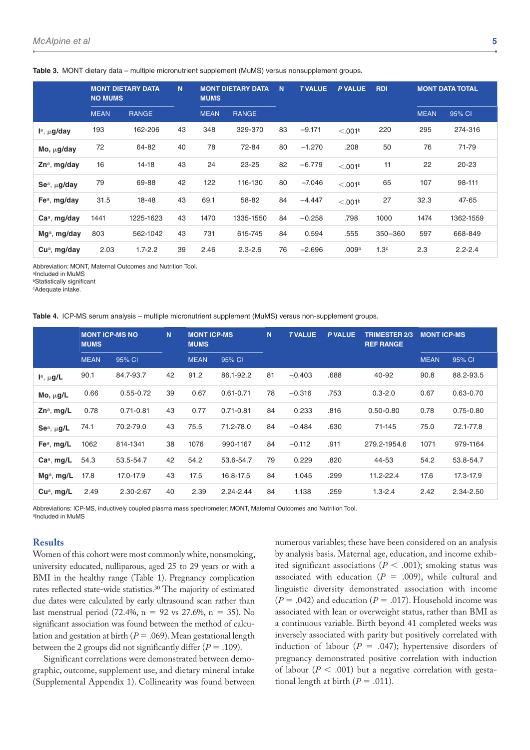**Table 3.** MONT dietary data – multiple micronutrient supplement (MuMS) versus nonsupplement groups.

| | MONT DIETARY DATA NO MUMS | | N | MONT DIETARY DATA MUMS | | N | *T* VALUE | *P* VALUE | RDI | MONT DATA TOTAL | |
|---|---|---|---|---|---|---|---|---|---|---|---|
| | MEAN | RANGE | | MEAN | RANGE | | | | | MEAN | 95% CI |
| **I**[a], μg/day | 193 | 162-206 | 43 | 348 | 329-370 | 83 | −9.171 | <.001[b] | 220 | 295 | 274-316 |
| **Mo, μg/day** | 72 | 64-82 | 40 | 78 | 72-84 | 80 | −1.270 | .208 | 50 | 76 | 71-79 |
| **Zn**[a], **mg/day** | 16 | 14-18 | 43 | 24 | 23-25 | 82 | −6.779 | <.001[b] | 11 | 22 | 20-23 |
| **Se**[a], **μg/day** | 79 | 69-88 | 42 | 122 | 116-130 | 80 | −7.046 | <.001[b] | 65 | 107 | 98-111 |
| **Fe**[a], **mg/day** | 31.5 | 18-48 | 43 | 69.1 | 58-82 | 84 | −4.447 | <.001[b] | 27 | 32.3 | 47-65 |
| **Ca**[a], **mg/day** | 1441 | 1225-1623 | 43 | 1470 | 1335-1550 | 84 | −0.258 | .798 | 1000 | 1474 | 1362-1559 |
| **Mg**[a], **mg/day** | 803 | 562-1042 | 43 | 731 | 615-745 | 84 | 0.594 | .555 | 350–360 | 597 | 668-849 |
| **Cu**[a], **mg/day** | 2.03 | 1.7-2.2 | 39 | 2.46 | 2.3-2.6 | 76 | −2.696 | .009[b] | 1.3[c] | 2.3 | 2.2-2.4 |

Abbreviation: MONT, Maternal Outcomes and Nutrition Tool.
[a]Included in MuMS
[b]Statistically significant
[c]Adequate intake.

**Table 4.** ICP-MS serum analysis – multiple micronutrient supplement (MuMS) versus non-supplement groups.

| | MONT ICP-MS NO MUMS | | N | MONT ICP-MS MUMS | | N | *T* VALUE | *P* VALUE | TRIMESTER 2/3 REF RANGE | MONT ICP-MS | |
|---|---|---|---|---|---|---|---|---|---|---|---|
| | MEAN | 95% CI | | MEAN | 95% CI | | | | | MEAN | 95% CI |
| **I**[a], **μg/L** | 90.1 | 84.7-93.7 | 42 | 91.2 | 86.1-92.2 | 81 | −0.403 | .688 | 40-92 | 90.8 | 88.2-93.5 |
| **Mo, μg/L** | 0.66 | 0.55-0.72 | 39 | 0.67 | 0.61-0.71 | 78 | −0.316 | .753 | 0.3-2.0 | 0.67 | 0.63-0.70 |
| **Zn**[a], **mg/L** | 0.78 | 0.71-0.81 | 43 | 0.77 | 0.71-0.81 | 84 | 0.233 | .816 | 0.50-0.80 | 0.78 | 0.75-0.80 |
| **Se**[a], **μg/L** | 74.1 | 70.2-79.0 | 43 | 75.5 | 71.2-78.0 | 84 | −0.484 | .630 | 71-145 | 75.0 | 72.1-77.8 |
| **Fe**[a], **mg/L** | 1062 | 814-1341 | 38 | 1076 | 990-1167 | 84 | −0.112 | .911 | 279.2-1954.6 | 1071 | 979-1164 |
| **Ca**[a], **mg/L** | 54.3 | 53.5-54.7 | 42 | 54.2 | 53.6-54.7 | 79 | 0.229 | .820 | 44-53 | 54.2 | 53.8-54.7 |
| **Mg**[a], **mg/L** | 17.8 | 17.0-17.9 | 43 | 17.5 | 16.8-17.5 | 84 | 1.045 | .299 | 11.2-22.4 | 17.6 | 17.3-17.9 |
| **Cu**[a], **mg/L** | 2.49 | 2.30-2.67 | 40 | 2.39 | 2.24-2.44 | 84 | 1.138 | .259 | 1.3-2.4 | 2.42 | 2.34-2.50 |

Abbreviations: ICP-MS, inductively coupled plasma mass spectrometer; MONT, Maternal Outcomes and Nutrition Tool.
[a]Included in MuMS

## Results

Women of this cohort were most commonly white, nonsmoking, university educated, nulliparous, aged 25 to 29 years or with a BMI in the healthy range (Table 1). Pregnancy complication rates reflected state-wide statistics.[30] The majority of estimated due dates were calculated by early ultrasound scan rather than last menstrual period (72.4%, n = 92 vs 27.6%, n = 35). No significant association was found between the method of calculation and gestation at birth ($P = .069$). Mean gestational length between the 2 groups did not significantly differ ($P = .109$).

Significant correlations were demonstrated between demographic, outcome, supplement use, and dietary mineral intake (Supplemental Appendix 1). Collinearity was found between numerous variables; these have been considered on an analysis by analysis basis. Maternal age, education, and income exhibited significant associations ($P < .001$); smoking status was associated with education ($P = .009$), while cultural and linguistic diversity demonstrated association with income ($P = .042$) and education ($P = .017$). Household income was associated with lean or overweight status, rather than BMI as a continuous variable. Birth beyond 41 completed weeks was inversely associated with parity but positively correlated with induction of labour ($P = .047$); hypertensive disorders of pregnancy demonstrated positive correlation with induction of labour ($P < .001$) but a negative correlation with gestational length at birth ($P = .011$).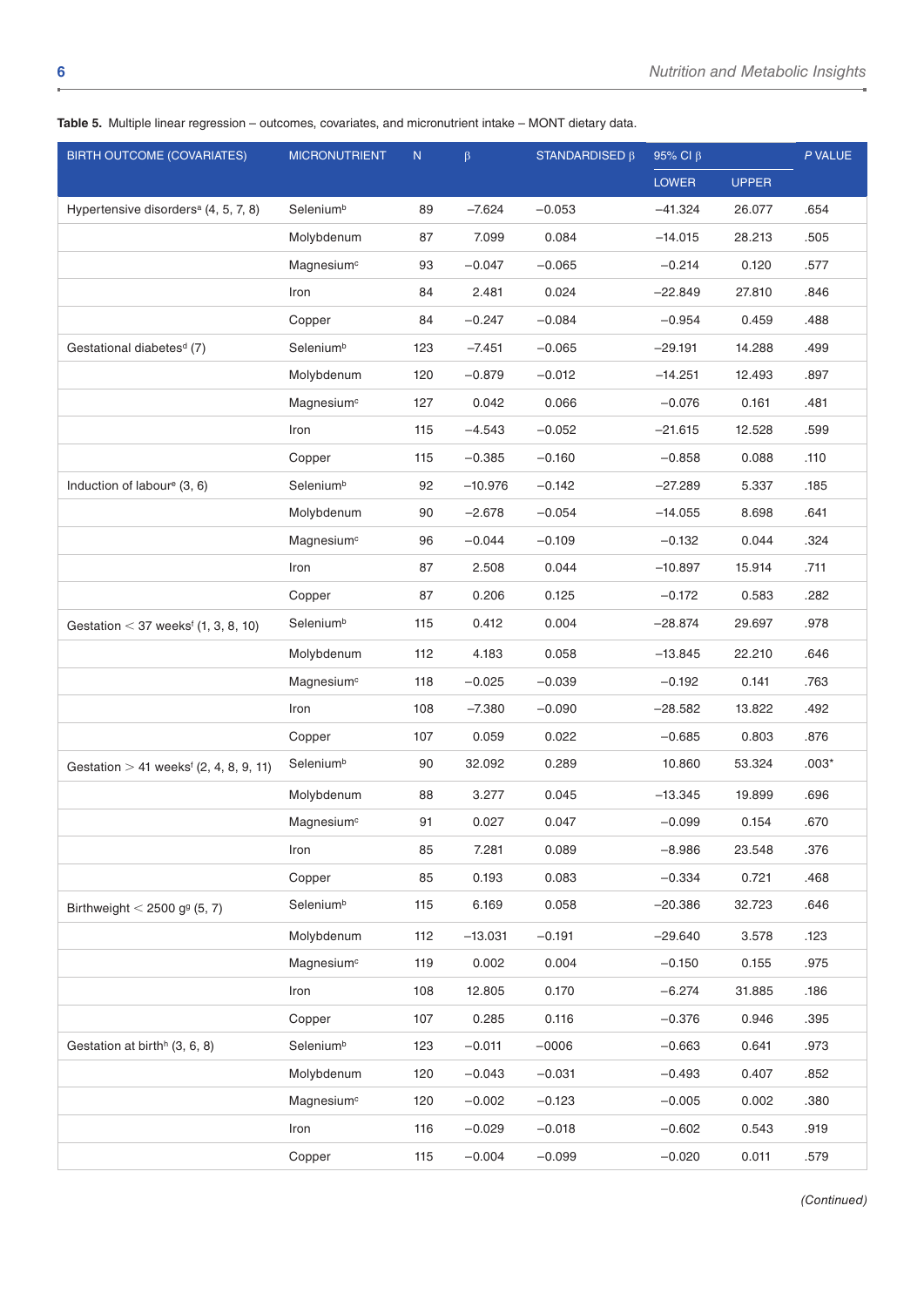**Table 5.** Multiple linear regression – outcomes, covariates, and micronutrient intake – MONT dietary data.

| BIRTH OUTCOME (COVARIATES) | MICRONUTRIENT | N | β | STANDARDISED β | 95% CI β | | P VALUE |
|---|---|---|---|---|---|---|---|
| | | | | | LOWER | UPPER | |
| Hypertensive disorders[a] (4, 5, 7, 8) | Selenium[b] | 89 | −7.624 | −0.053 | −41.324 | 26.077 | .654 |
| | Molybdenum | 87 | 7.099 | 0.084 | −14.015 | 28.213 | .505 |
| | Magnesium[c] | 93 | −0.047 | −0.065 | −0.214 | 0.120 | .577 |
| | Iron | 84 | 2.481 | 0.024 | −22.849 | 27.810 | .846 |
| | Copper | 84 | −0.247 | −0.084 | −0.954 | 0.459 | .488 |
| Gestational diabetes[d] (7) | Selenium[b] | 123 | −7.451 | −0.065 | −29.191 | 14.288 | .499 |
| | Molybdenum | 120 | −0.879 | −0.012 | −14.251 | 12.493 | .897 |
| | Magnesium[c] | 127 | 0.042 | 0.066 | −0.076 | 0.161 | .481 |
| | Iron | 115 | −4.543 | −0.052 | −21.615 | 12.528 | .599 |
| | Copper | 115 | −0.385 | −0.160 | −0.858 | 0.088 | .110 |
| Induction of labour[e] (3, 6) | Selenium[b] | 92 | −10.976 | −0.142 | −27.289 | 5.337 | .185 |
| | Molybdenum | 90 | −2.678 | −0.054 | −14.055 | 8.698 | .641 |
| | Magnesium[c] | 96 | −0.044 | −0.109 | −0.132 | 0.044 | .324 |
| | Iron | 87 | 2.508 | 0.044 | −10.897 | 15.914 | .711 |
| | Copper | 87 | 0.206 | 0.125 | −0.172 | 0.583 | .282 |
| Gestation < 37 weeks[f] (1, 3, 8, 10) | Selenium[b] | 115 | 0.412 | 0.004 | −28.874 | 29.697 | .978 |
| | Molybdenum | 112 | 4.183 | 0.058 | −13.845 | 22.210 | .646 |
| | Magnesium[c] | 118 | −0.025 | −0.039 | −0.192 | 0.141 | .763 |
| | Iron | 108 | −7.380 | −0.090 | −28.582 | 13.822 | .492 |
| | Copper | 107 | 0.059 | 0.022 | −0.685 | 0.803 | .876 |
| Gestation > 41 weeks[f] (2, 4, 8, 9, 11) | Selenium[b] | 90 | 32.092 | 0.289 | 10.860 | 53.324 | .003* |
| | Molybdenum | 88 | 3.277 | 0.045 | −13.345 | 19.899 | .696 |
| | Magnesium[c] | 91 | 0.027 | 0.047 | −0.099 | 0.154 | .670 |
| | Iron | 85 | 7.281 | 0.089 | −8.986 | 23.548 | .376 |
| | Copper | 85 | 0.193 | 0.083 | −0.334 | 0.721 | .468 |
| Birthweight < 2500 g[g] (5, 7) | Selenium[b] | 115 | 6.169 | 0.058 | −20.386 | 32.723 | .646 |
| | Molybdenum | 112 | −13.031 | −0.191 | −29.640 | 3.578 | .123 |
| | Magnesium[c] | 119 | 0.002 | 0.004 | −0.150 | 0.155 | .975 |
| | Iron | 108 | 12.805 | 0.170 | −6.274 | 31.885 | .186 |
| | Copper | 107 | 0.285 | 0.116 | −0.376 | 0.946 | .395 |
| Gestation at birth[h] (3, 6, 8) | Selenium[b] | 123 | −0.011 | −0006 | −0.663 | 0.641 | .973 |
| | Molybdenum | 120 | −0.043 | −0.031 | −0.493 | 0.407 | .852 |
| | Magnesium[c] | 120 | −0.002 | −0.123 | −0.005 | 0.002 | .380 |
| | Iron | 116 | −0.029 | −0.018 | −0.602 | 0.543 | .919 |
| | Copper | 115 | −0.004 | −0.099 | −0.020 | 0.011 | .579 |

*(Continued)*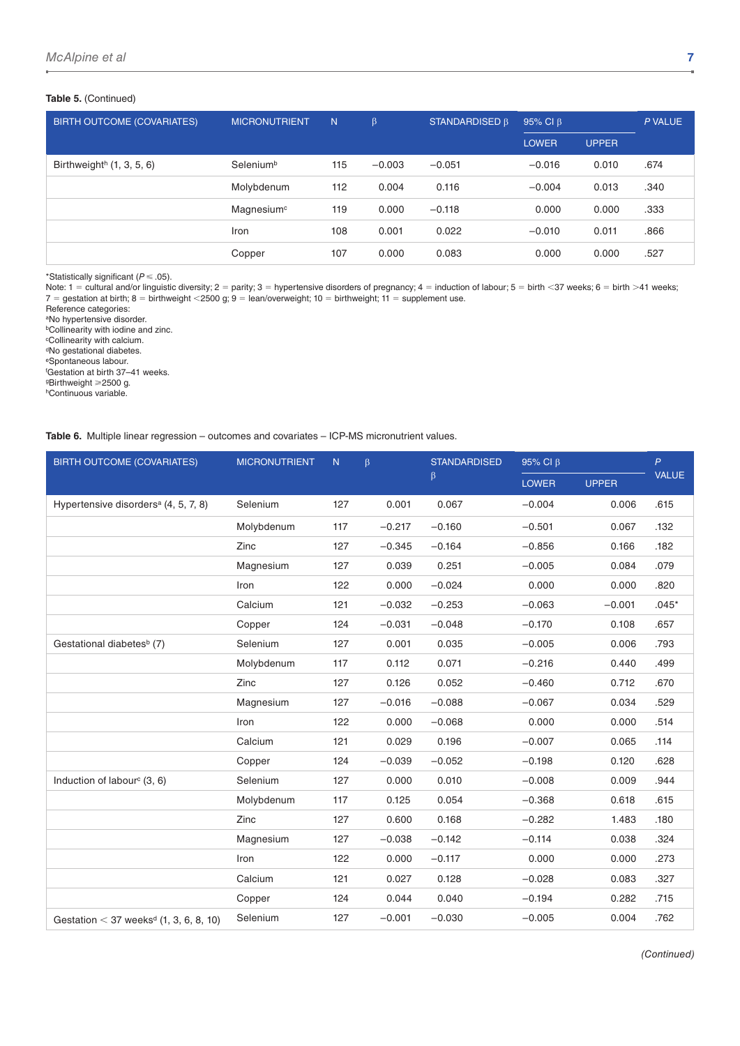**Table 5.** (Continued)

| BIRTH OUTCOME (COVARIATES) | MICRONUTRIENT | N | β | STANDARDISED β | 95% CI β | | *P* VALUE |
|---|---|---|---|---|---|---|---|
| | | | | | LOWER | UPPER | |
| Birthweight[h] (1, 3, 5, 6) | Selenium[b] | 115 | −0.003 | −0.051 | −0.016 | 0.010 | .674 |
| | Molybdenum | 112 | 0.004 | 0.116 | −0.004 | 0.013 | .340 |
| | Magnesium[c] | 119 | 0.000 | −0.118 | 0.000 | 0.000 | .333 |
| | Iron | 108 | 0.001 | 0.022 | −0.010 | 0.011 | .866 |
| | Copper | 107 | 0.000 | 0.083 | 0.000 | 0.000 | .527 |

*Statistically significant ($P \leq .05$).
Note: 1 = cultural and/or linguistic diversity; 2 = parity; 3 = hypertensive disorders of pregnancy; 4 = induction of labour; 5 = birth <37 weeks; 6 = birth >41 weeks; 7 = gestation at birth; 8 = birthweight <2500 g; 9 = lean/overweight; 10 = birthweight; 11 = supplement use.
Reference categories:
[a]No hypertensive disorder.
[b]Collinearity with iodine and zinc.
[c]Collinearity with calcium.
[d]No gestational diabetes.
[e]Spontaneous labour.
[f]Gestation at birth 37–41 weeks.
[g]Birthweight ⩾2500 g.
[h]Continuous variable.

**Table 6.** Multiple linear regression – outcomes and covariates – ICP-MS micronutrient values.

| BIRTH OUTCOME (COVARIATES) | MICRONUTRIENT | N | β | STANDARDISED β | 95% CI β | | *P* VALUE |
|---|---|---|---|---|---|---|---|
| | | | | | LOWER | UPPER | |
| Hypertensive disorders[a] (4, 5, 7, 8) | Selenium | 127 | 0.001 | 0.067 | −0.004 | 0.006 | .615 |
| | Molybdenum | 117 | −0.217 | −0.160 | −0.501 | 0.067 | .132 |
| | Zinc | 127 | −0.345 | −0.164 | −0.856 | 0.166 | .182 |
| | Magnesium | 127 | 0.039 | 0.251 | −0.005 | 0.084 | .079 |
| | Iron | 122 | 0.000 | −0.024 | 0.000 | 0.000 | .820 |
| | Calcium | 121 | −0.032 | −0.253 | −0.063 | −0.001 | .045* |
| | Copper | 124 | −0.031 | −0.048 | −0.170 | 0.108 | .657 |
| Gestational diabetes[b] (7) | Selenium | 127 | 0.001 | 0.035 | −0.005 | 0.006 | .793 |
| | Molybdenum | 117 | 0.112 | 0.071 | −0.216 | 0.440 | .499 |
| | Zinc | 127 | 0.126 | 0.052 | −0.460 | 0.712 | .670 |
| | Magnesium | 127 | −0.016 | −0.088 | −0.067 | 0.034 | .529 |
| | Iron | 122 | 0.000 | −0.068 | 0.000 | 0.000 | .514 |
| | Calcium | 121 | 0.029 | 0.196 | −0.007 | 0.065 | .114 |
| | Copper | 124 | −0.039 | −0.052 | −0.198 | 0.120 | .628 |
| Induction of labour[c] (3, 6) | Selenium | 127 | 0.000 | 0.010 | −0.008 | 0.009 | .944 |
| | Molybdenum | 117 | 0.125 | 0.054 | −0.368 | 0.618 | .615 |
| | Zinc | 127 | 0.600 | 0.168 | −0.282 | 1.483 | .180 |
| | Magnesium | 127 | −0.038 | −0.142 | −0.114 | 0.038 | .324 |
| | Iron | 122 | 0.000 | −0.117 | 0.000 | 0.000 | .273 |
| | Calcium | 121 | 0.027 | 0.128 | −0.028 | 0.083 | .327 |
| | Copper | 124 | 0.044 | 0.040 | −0.194 | 0.282 | .715 |
| Gestation < 37 weeks[d] (1, 3, 6, 8, 10) | Selenium | 127 | −0.001 | −0.030 | −0.005 | 0.004 | .762 |

(Continued)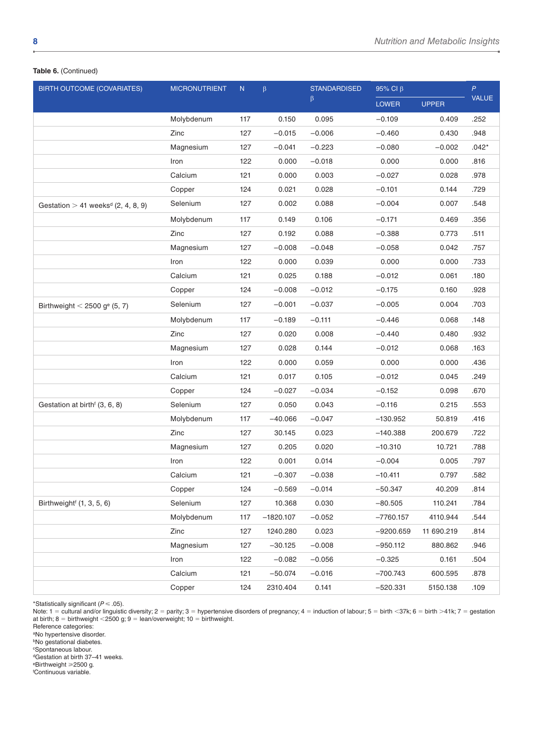**Table 6.** (Continued)

| BIRTH OUTCOME (COVARIATES) | MICRONUTRIENT | N | β | STANDARDISED β | 95% CI β | | P VALUE |
|---|---|---|---|---|---|---|---|
| | | | | | LOWER | UPPER | |
| | Molybdenum | 117 | 0.150 | 0.095 | −0.109 | 0.409 | .252 |
| | Zinc | 127 | −0.015 | −0.006 | −0.460 | 0.430 | .948 |
| | Magnesium | 127 | −0.041 | −0.223 | −0.080 | −0.002 | .042* |
| | Iron | 122 | 0.000 | −0.018 | 0.000 | 0.000 | .816 |
| | Calcium | 121 | 0.000 | 0.003 | −0.027 | 0.028 | .978 |
| | Copper | 124 | 0.021 | 0.028 | −0.101 | 0.144 | .729 |
| Gestation > 41 weeks[d] (2, 4, 8, 9) | Selenium | 127 | 0.002 | 0.088 | −0.004 | 0.007 | .548 |
| | Molybdenum | 117 | 0.149 | 0.106 | −0.171 | 0.469 | .356 |
| | Zinc | 127 | 0.192 | 0.088 | −0.388 | 0.773 | .511 |
| | Magnesium | 127 | −0.008 | −0.048 | −0.058 | 0.042 | .757 |
| | Iron | 122 | 0.000 | 0.039 | 0.000 | 0.000 | .733 |
| | Calcium | 121 | 0.025 | 0.188 | −0.012 | 0.061 | .180 |
| | Copper | 124 | −0.008 | −0.012 | −0.175 | 0.160 | .928 |
| Birthweight < 2500 g[e] (5, 7) | Selenium | 127 | −0.001 | −0.037 | −0.005 | 0.004 | .703 |
| | Molybdenum | 117 | −0.189 | −0.111 | −0.446 | 0.068 | .148 |
| | Zinc | 127 | 0.020 | 0.008 | −0.440 | 0.480 | .932 |
| | Magnesium | 127 | 0.028 | 0.144 | −0.012 | 0.068 | .163 |
| | Iron | 122 | 0.000 | 0.059 | 0.000 | 0.000 | .436 |
| | Calcium | 121 | 0.017 | 0.105 | −0.012 | 0.045 | .249 |
| | Copper | 124 | −0.027 | −0.034 | −0.152 | 0.098 | .670 |
| Gestation at birth[f] (3, 6, 8) | Selenium | 127 | 0.050 | 0.043 | −0.116 | 0.215 | .553 |
| | Molybdenum | 117 | −40.066 | −0.047 | −130.952 | 50.819 | .416 |
| | Zinc | 127 | 30.145 | 0.023 | −140.388 | 200.679 | .722 |
| | Magnesium | 127 | 0.205 | 0.020 | −10.310 | 10.721 | .788 |
| | Iron | 122 | 0.001 | 0.014 | −0.004 | 0.005 | .797 |
| | Calcium | 121 | −0.307 | −0.038 | −10.411 | 0.797 | .582 |
| | Copper | 124 | −0.569 | −0.014 | −50.347 | 40.209 | .814 |
| Birthweight[f] (1, 3, 5, 6) | Selenium | 127 | 10.368 | 0.030 | −80.505 | 110.241 | .784 |
| | Molybdenum | 117 | −1820.107 | −0.052 | −7760.157 | 4110.944 | .544 |
| | Zinc | 127 | 1240.280 | 0.023 | −9200.659 | 11 690.219 | .814 |
| | Magnesium | 127 | −30.125 | −0.008 | −950.112 | 880.862 | .946 |
| | Iron | 122 | −0.082 | −0.056 | −0.325 | 0.161 | .504 |
| | Calcium | 121 | −50.074 | −0.016 | −700.743 | 600.595 | .878 |
| | Copper | 124 | 2310.404 | 0.141 | −520.331 | 5150.138 | .109 |

*Statistically significant ($P \leq .05$).
Note: 1 = cultural and/or linguistic diversity; 2 = parity; 3 = hypertensive disorders of pregnancy; 4 = induction of labour; 5 = birth <37k; 6 = birth >41k; 7 = gestation at birth; 8 = birthweight <2500 g; 9 = lean/overweight; 10 = birthweight.
Reference categories:
[a]No hypertensive disorder.
[b]No gestational diabetes.
[c]Spontaneous labour.
[d]Gestation at birth 37–41 weeks.
[e]Birthweight ⩾2500 g.
[f]Continuous variable.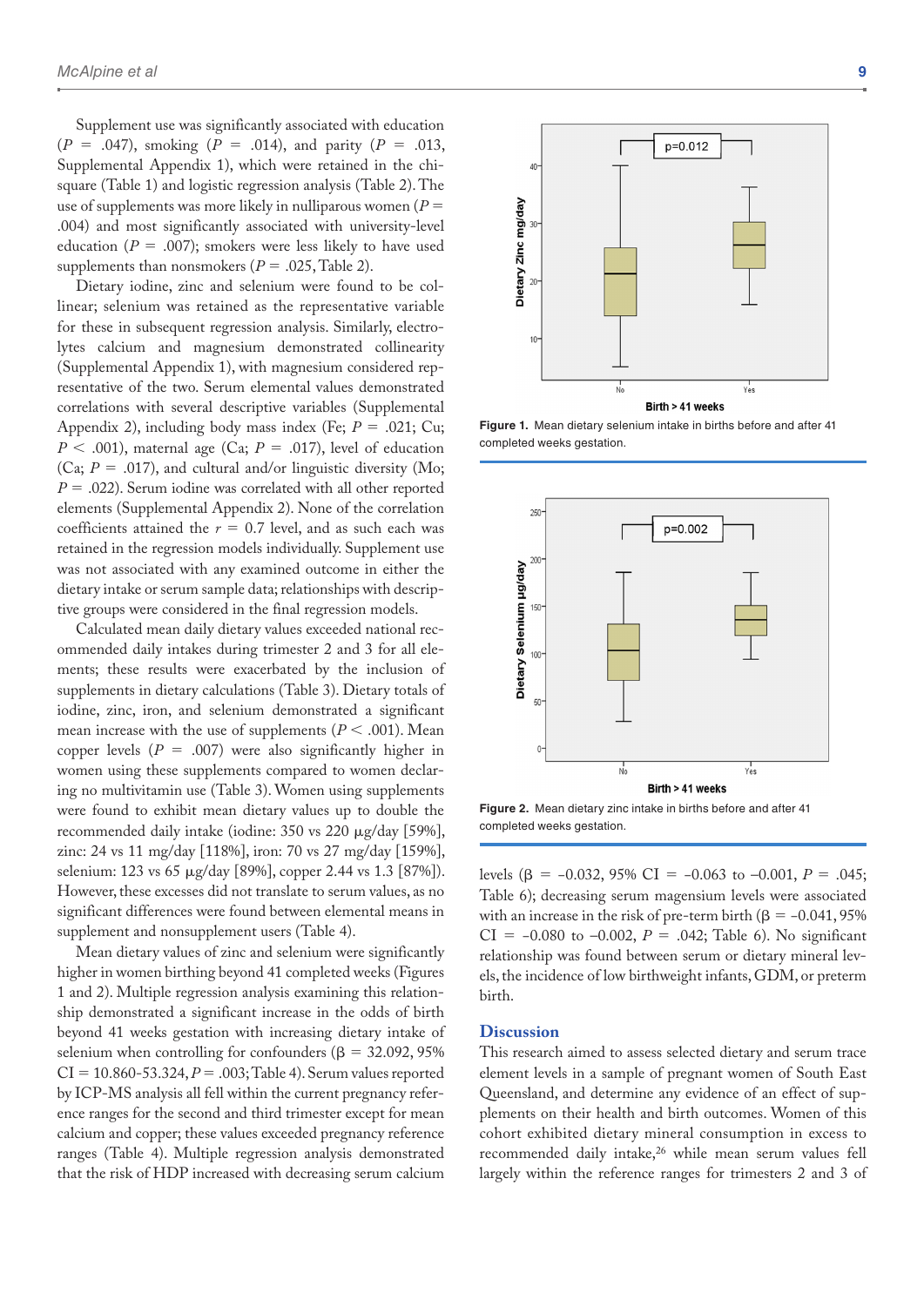Supplement use was significantly associated with education ($P$ = .047), smoking ($P$ = .014), and parity ($P$ = .013, Supplemental Appendix 1), which were retained in the chi-square (Table 1) and logistic regression analysis (Table 2). The use of supplements was more likely in nulliparous women ($P$ = .004) and most significantly associated with university-level education ($P$ = .007); smokers were less likely to have used supplements than nonsmokers ($P$ = .025, Table 2).

Dietary iodine, zinc and selenium were found to be collinear; selenium was retained as the representative variable for these in subsequent regression analysis. Similarly, electrolytes calcium and magnesium demonstrated collinearity (Supplemental Appendix 1), with magnesium considered representative of the two. Serum elemental values demonstrated correlations with several descriptive variables (Supplemental Appendix 2), including body mass index (Fe; $P$ = .021; Cu; $P$ < .001), maternal age (Ca; $P$ = .017), level of education (Ca; $P$ = .017), and cultural and/or linguistic diversity (Mo; $P$ = .022). Serum iodine was correlated with all other reported elements (Supplemental Appendix 2). None of the correlation coefficients attained the $r$ = 0.7 level, and as such each was retained in the regression models individually. Supplement use was not associated with any examined outcome in either the dietary intake or serum sample data; relationships with descriptive groups were considered in the final regression models.

Calculated mean daily dietary values exceeded national recommended daily intakes during trimester 2 and 3 for all elements; these results were exacerbated by the inclusion of supplements in dietary calculations (Table 3). Dietary totals of iodine, zinc, iron, and selenium demonstrated a significant mean increase with the use of supplements ($P$ < .001). Mean copper levels ($P$ = .007) were also significantly higher in women using these supplements compared to women declaring no multivitamin use (Table 3). Women using supplements were found to exhibit mean dietary values up to double the recommended daily intake (iodine: 350 vs 220 μg/day [59%], zinc: 24 vs 11 mg/day [118%], iron: 70 vs 27 mg/day [159%], selenium: 123 vs 65 μg/day [89%], copper 2.44 vs 1.3 [87%]). However, these excesses did not translate to serum values, as no significant differences were found between elemental means in supplement and nonsupplement users (Table 4).

Mean dietary values of zinc and selenium were significantly higher in women birthing beyond 41 completed weeks (Figures 1 and 2). Multiple regression analysis examining this relationship demonstrated a significant increase in the odds of birth beyond 41 weeks gestation with increasing dietary intake of selenium when controlling for confounders (β = 32.092, 95% CI = 10.860-53.324, $P$ = .003; Table 4). Serum values reported by ICP-MS analysis all fell within the current pregnancy reference ranges for the second and third trimester except for mean calcium and copper; these values exceeded pregnancy reference ranges (Table 4). Multiple regression analysis demonstrated that the risk of HDP increased with decreasing serum calcium

**Figure 1.** Mean dietary selenium intake in births before and after 41 completed weeks gestation.

**Figure 2.** Mean dietary zinc intake in births before and after 41 completed weeks gestation.

levels (β = −0.032, 95% CI = −0.063 to −0.001, $P$ = .045; Table 6); decreasing serum magensium levels were associated with an increase in the risk of pre-term birth (β = −0.041, 95% CI = −0.080 to −0.002, $P$ = .042; Table 6). No significant relationship was found between serum or dietary mineral levels, the incidence of low birthweight infants, GDM, or preterm birth.

## Discussion

This research aimed to assess selected dietary and serum trace element levels in a sample of pregnant women of South East Queensland, and determine any evidence of an effect of supplements on their health and birth outcomes. Women of this cohort exhibited dietary mineral consumption in excess to recommended daily intake,[26] while mean serum values fell largely within the reference ranges for trimesters 2 and 3 of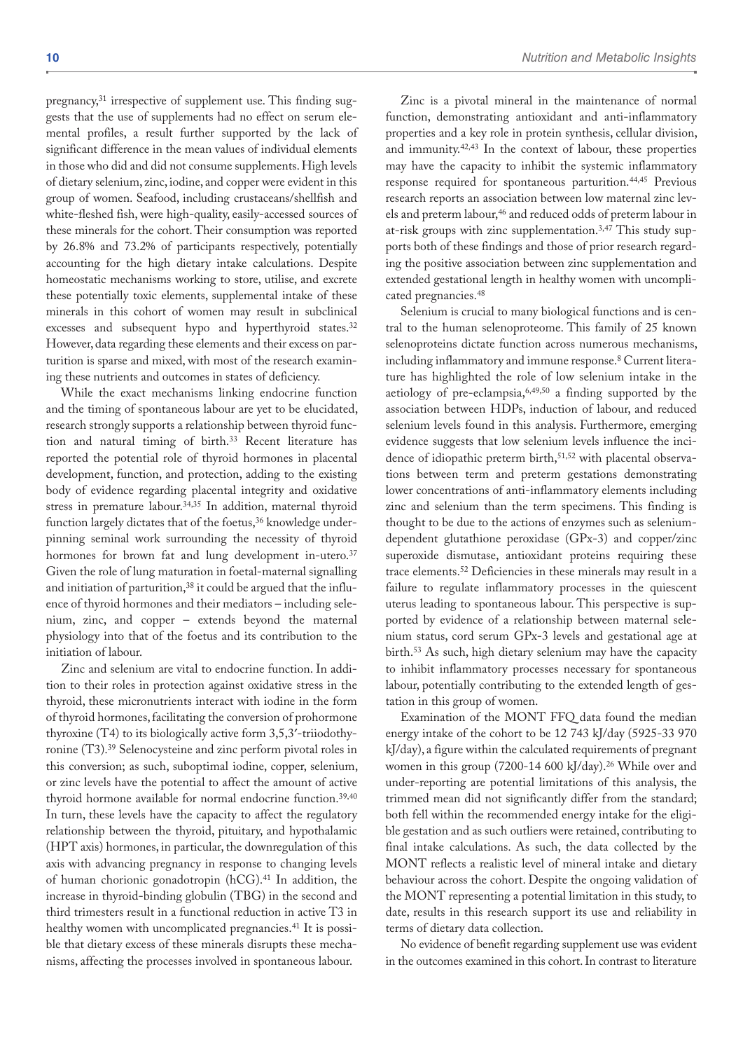pregnancy,[31] irrespective of supplement use. This finding suggests that the use of supplements had no effect on serum elemental profiles, a result further supported by the lack of significant difference in the mean values of individual elements in those who did and did not consume supplements. High levels of dietary selenium, zinc, iodine, and copper were evident in this group of women. Seafood, including crustaceans/shellfish and white-fleshed fish, were high-quality, easily-accessed sources of these minerals for the cohort. Their consumption was reported by 26.8% and 73.2% of participants respectively, potentially accounting for the high dietary intake calculations. Despite homeostatic mechanisms working to store, utilise, and excrete these potentially toxic elements, supplemental intake of these minerals in this cohort of women may result in subclinical excesses and subsequent hypo and hyperthyroid states.[32] However, data regarding these elements and their excess on parturition is sparse and mixed, with most of the research examining these nutrients and outcomes in states of deficiency.

While the exact mechanisms linking endocrine function and the timing of spontaneous labour are yet to be elucidated, research strongly supports a relationship between thyroid function and natural timing of birth.[33] Recent literature has reported the potential role of thyroid hormones in placental development, function, and protection, adding to the existing body of evidence regarding placental integrity and oxidative stress in premature labour.[34,35] In addition, maternal thyroid function largely dictates that of the foetus,[36] knowledge underpinning seminal work surrounding the necessity of thyroid hormones for brown fat and lung development in-utero.[37] Given the role of lung maturation in foetal-maternal signalling and initiation of parturition,[38] it could be argued that the influence of thyroid hormones and their mediators – including selenium, zinc, and copper – extends beyond the maternal physiology into that of the foetus and its contribution to the initiation of labour.

Zinc and selenium are vital to endocrine function. In addition to their roles in protection against oxidative stress in the thyroid, these micronutrients interact with iodine in the form of thyroid hormones, facilitating the conversion of prohormone thyroxine (T4) to its biologically active form 3,5,3′-triiodothyronine (T3).[39] Selenocysteine and zinc perform pivotal roles in this conversion; as such, suboptimal iodine, copper, selenium, or zinc levels have the potential to affect the amount of active thyroid hormone available for normal endocrine function.[39,40] In turn, these levels have the capacity to affect the regulatory relationship between the thyroid, pituitary, and hypothalamic (HPT axis) hormones, in particular, the downregulation of this axis with advancing pregnancy in response to changing levels of human chorionic gonadotropin (hCG).[41] In addition, the increase in thyroid-binding globulin (TBG) in the second and third trimesters result in a functional reduction in active T3 in healthy women with uncomplicated pregnancies.[41] It is possible that dietary excess of these minerals disrupts these mechanisms, affecting the processes involved in spontaneous labour.

Zinc is a pivotal mineral in the maintenance of normal function, demonstrating antioxidant and anti-inflammatory properties and a key role in protein synthesis, cellular division, and immunity.[42,43] In the context of labour, these properties may have the capacity to inhibit the systemic inflammatory response required for spontaneous parturition.[44,45] Previous research reports an association between low maternal zinc levels and preterm labour,[46] and reduced odds of preterm labour in at-risk groups with zinc supplementation.[3,47] This study supports both of these findings and those of prior research regarding the positive association between zinc supplementation and extended gestational length in healthy women with uncomplicated pregnancies.[48]

Selenium is crucial to many biological functions and is central to the human selenoproteome. This family of 25 known selenoproteins dictate function across numerous mechanisms, including inflammatory and immune response.[8] Current literature has highlighted the role of low selenium intake in the aetiology of pre-eclampsia,[6,49,50] a finding supported by the association between HDPs, induction of labour, and reduced selenium levels found in this analysis. Furthermore, emerging evidence suggests that low selenium levels influence the incidence of idiopathic preterm birth,[51,52] with placental observations between term and preterm gestations demonstrating lower concentrations of anti-inflammatory elements including zinc and selenium than the term specimens. This finding is thought to be due to the actions of enzymes such as selenium-dependent glutathione peroxidase (GPx-3) and copper/zinc superoxide dismutase, antioxidant proteins requiring these trace elements.[52] Deficiencies in these minerals may result in a failure to regulate inflammatory processes in the quiescent uterus leading to spontaneous labour. This perspective is supported by evidence of a relationship between maternal selenium status, cord serum GPx-3 levels and gestational age at birth.[53] As such, high dietary selenium may have the capacity to inhibit inflammatory processes necessary for spontaneous labour, potentially contributing to the extended length of gestation in this group of women.

Examination of the MONT FFQ data found the median energy intake of the cohort to be 12 743 kJ/day (5925-33 970 kJ/day), a figure within the calculated requirements of pregnant women in this group (7200-14 600 kJ/day).[26] While over and under-reporting are potential limitations of this analysis, the trimmed mean did not significantly differ from the standard; both fell within the recommended energy intake for the eligible gestation and as such outliers were retained, contributing to final intake calculations. As such, the data collected by the MONT reflects a realistic level of mineral intake and dietary behaviour across the cohort. Despite the ongoing validation of the MONT representing a potential limitation in this study, to date, results in this research support its use and reliability in terms of dietary data collection.

No evidence of benefit regarding supplement use was evident in the outcomes examined in this cohort. In contrast to literature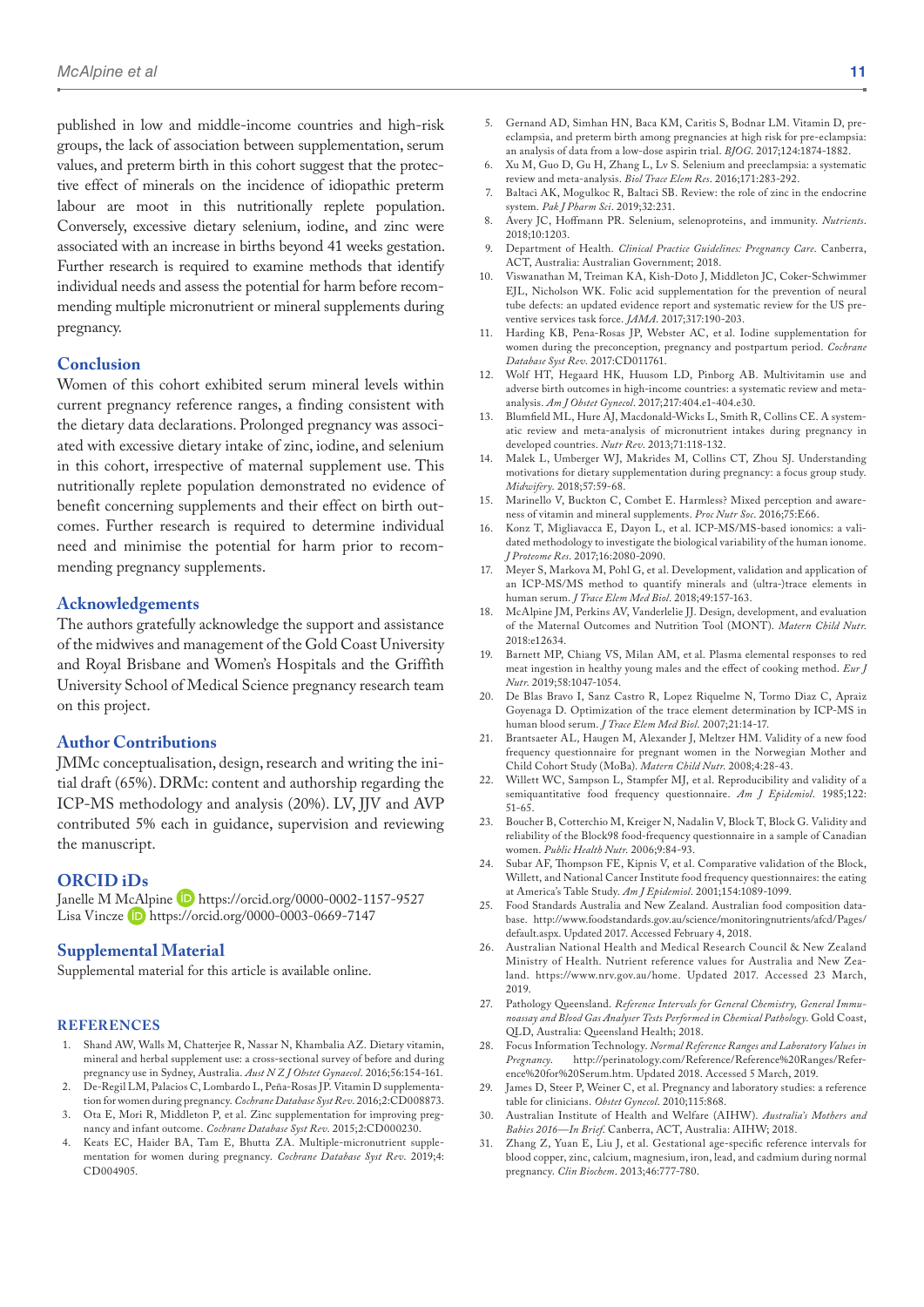published in low and middle-income countries and high-risk groups, the lack of association between supplementation, serum values, and preterm birth in this cohort suggest that the protective effect of minerals on the incidence of idiopathic preterm labour are moot in this nutritionally replete population. Conversely, excessive dietary selenium, iodine, and zinc were associated with an increase in births beyond 41 weeks gestation. Further research is required to examine methods that identify individual needs and assess the potential for harm before recommending multiple micronutrient or mineral supplements during pregnancy.

## Conclusion

Women of this cohort exhibited serum mineral levels within current pregnancy reference ranges, a finding consistent with the dietary data declarations. Prolonged pregnancy was associated with excessive dietary intake of zinc, iodine, and selenium in this cohort, irrespective of maternal supplement use. This nutritionally replete population demonstrated no evidence of benefit concerning supplements and their effect on birth outcomes. Further research is required to determine individual need and minimise the potential for harm prior to recommending pregnancy supplements.

## Acknowledgements

The authors gratefully acknowledge the support and assistance of the midwives and management of the Gold Coast University and Royal Brisbane and Women's Hospitals and the Griffith University School of Medical Science pregnancy research team on this project.

## Author Contributions

JMMc conceptualisation, design, research and writing the initial draft (65%). DRMc: content and authorship regarding the ICP-MS methodology and analysis (20%). LV, JJV and AVP contributed 5% each in guidance, supervision and reviewing the manuscript.

## ORCID iDs

Janelle M McAlpine https://orcid.org/0000-0002-1157-9527
Lisa Vincze https://orcid.org/0000-0003-0669-7147

## Supplemental Material

Supplemental material for this article is available online.

## REFERENCES

1. Shand AW, Walls M, Chatterjee R, Nassar N, Khambalia AZ. Dietary vitamin, mineral and herbal supplement use: a cross-sectional survey of before and during pregnancy use in Sydney, Australia. *Aust N Z J Obstet Gynaecol*. 2016;56:154-161.
2. De-Regil LM, Palacios C, Lombardo L, Peña-Rosas JP. Vitamin D supplementation for women during pregnancy. *Cochrane Database Syst Rev*. 2016;2:CD008873.
3. Ota E, Mori R, Middleton P, et al. Zinc supplementation for improving pregnancy and infant outcome. *Cochrane Database Syst Rev*. 2015;2:CD000230.
4. Keats EC, Haider BA, Tam E, Bhutta ZA. Multiple-micronutrient supplementation for women during pregnancy. *Cochrane Database Syst Rev*. 2019;4:CD004905.
5. Gernand AD, Simhan HN, Baca KM, Caritis S, Bodnar LM. Vitamin D, preeclampsia, and preterm birth among pregnancies at high risk for pre-eclampsia: an analysis of data from a low-dose aspirin trial. *BJOG*. 2017;124:1874-1882.
6. Xu M, Guo D, Gu H, Zhang L, Lv S. Selenium and preeclampsia: a systematic review and meta-analysis. *Biol Trace Elem Res*. 2016;171:283-292.
7. Baltaci AK, Mogulkoc R, Baltaci SB. Review: the role of zinc in the endocrine system. *Pak J Pharm Sci*. 2019;32:231.
8. Avery JC, Hoffmann PR. Selenium, selenoproteins, and immunity. *Nutrients*. 2018;10:1203.
9. Department of Health. *Clinical Practice Guidelines: Pregnancy Care*. Canberra, ACT, Australia: Australian Government; 2018.
10. Viswanathan M, Treiman KA, Kish-Doto J, Middleton JC, Coker-Schwimmer EJL, Nicholson WK. Folic acid supplementation for the prevention of neural tube defects: an updated evidence report and systematic review for the US preventive services task force. *JAMA*. 2017;317:190-203.
11. Harding KB, Pena-Rosas JP, Webster AC, et al. Iodine supplementation for women during the preconception, pregnancy and postpartum period. *Cochrane Database Syst Rev*. 2017:CD011761.
12. Wolf HT, Hegaard HK, Huusom LD, Pinborg AB. Multivitamin use and adverse birth outcomes in high-income countries: a systematic review and meta-analysis. *Am J Obstet Gynecol*. 2017;217:404.e1-404.e30.
13. Blumfield ML, Hure AJ, Macdonald-Wicks L, Smith R, Collins CE. A systematic review and meta-analysis of micronutrient intakes during pregnancy in developed countries. *Nutr Rev*. 2013;71:118-132.
14. Malek L, Umberger WJ, Makrides M, Collins CT, Zhou SJ. Understanding motivations for dietary supplementation during pregnancy: a focus group study. *Midwifery*. 2018;57:59-68.
15. Marinello V, Buckton C, Combet E. Harmless? Mixed perception and awareness of vitamin and mineral supplements. *Proc Nutr Soc*. 2016;75:E66.
16. Konz T, Migliavacca E, Dayon L, et al. ICP-MS/MS-based ionomics: a validated methodology to investigate the biological variability of the human ionome. *J Proteome Res*. 2017;16:2080-2090.
17. Meyer S, Markova M, Pohl G, et al. Development, validation and application of an ICP-MS/MS method to quantify minerals and (ultra-)trace elements in human serum. *J Trace Elem Med Biol*. 2018;49:157-163.
18. McAlpine JM, Perkins AV, Vanderlelie JJ. Design, development, and evaluation of the Maternal Outcomes and Nutrition Tool (MONT). *Matern Child Nutr*. 2018:e12634.
19. Barnett MP, Chiang VS, Milan AM, et al. Plasma elemental responses to red meat ingestion in healthy young males and the effect of cooking method. *Eur J Nutr*. 2019;58:1047-1054.
20. De Blas Bravo I, Sanz Castro R, Lopez Riquelme N, Tormo Diaz C, Apraiz Goyenaga D. Optimization of the trace element determination by ICP-MS in human blood serum. *J Trace Elem Med Biol*. 2007;21:14-17.
21. Brantsaeter AL, Haugen M, Alexander J, Meltzer HM. Validity of a new food frequency questionnaire for pregnant women in the Norwegian Mother and Child Cohort Study (MoBa). *Matern Child Nutr*. 2008;4:28-43.
22. Willett WC, Sampson L, Stampfer MJ, et al. Reproducibility and validity of a semiquantitative food frequency questionnaire. *Am J Epidemiol*. 1985;122:51-65.
23. Boucher B, Cotterchio M, Kreiger N, Nadalin V, Block T, Block G. Validity and reliability of the Block98 food-frequency questionnaire in a sample of Canadian women. *Public Health Nutr*. 2006;9:84-93.
24. Subar AF, Thompson FE, Kipnis V, et al. Comparative validation of the Block, Willett, and National Cancer Institute food frequency questionnaires: the eating at America's Table Study. *Am J Epidemiol*. 2001;154:1089-1099.
25. Food Standards Australia and New Zealand. Australian food composition database. http://www.foodstandards.gov.au/science/monitoringnutrients/afcd/Pages/default.aspx. Updated 2017. Accessed February 4, 2018.
26. Australian National Health and Medical Research Council & New Zealand Ministry of Health. Nutrient reference values for Australia and New Zealand. https://www.nrv.gov.au/home. Updated 2017. Accessed 23 March, 2019.
27. Pathology Queensland. *Reference Intervals for General Chemistry, General Immunoassay and Blood Gas Analyser Tests Performed in Chemical Pathology*. Gold Coast, QLD, Australia: Queensland Health; 2018.
28. Focus Information Technology. *Normal Reference Ranges and Laboratory Values in Pregnancy*. http://perinatology.com/Reference/Reference%20Ranges/Reference%20for%20Serum.htm. Updated 2018. Accessed 5 March, 2019.
29. James D, Steer P, Weiner C, et al. Pregnancy and laboratory studies: a reference table for clinicians. *Obstet Gynecol*. 2010;115:868.
30. Australian Institute of Health and Welfare (AIHW). *Australia's Mothers and Babies 2016—In Brief*. Canberra, ACT, Australia: AIHW; 2018.
31. Zhang Z, Yuan E, Liu J, et al. Gestational age-specific reference intervals for blood copper, zinc, calcium, magnesium, iron, lead, and cadmium during normal pregnancy. *Clin Biochem*. 2013;46:777-780.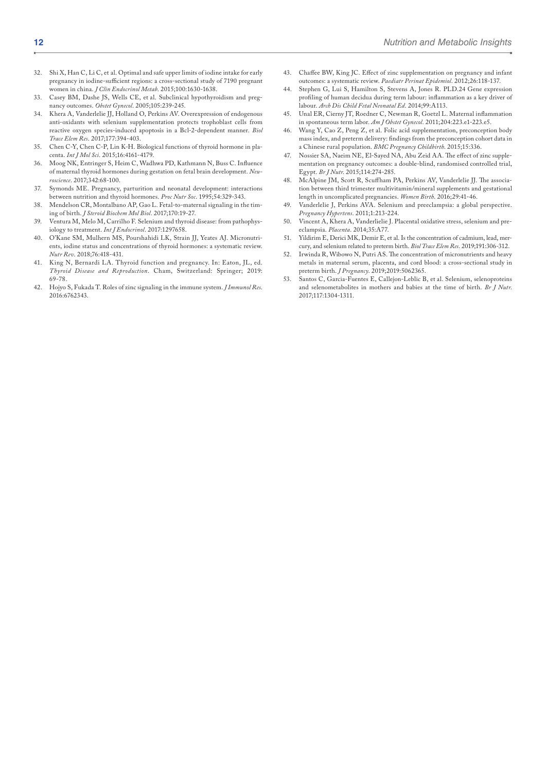32. Shi X, Han C, Li C, et al. Optimal and safe upper limits of iodine intake for early pregnancy in iodine-sufficient regions: a cross-sectional study of 7190 pregnant women in china. *J Clin Endocrinol Metab*. 2015;100:1630-1638.
33. Casey BM, Dashe JS, Wells CE, et al. Subclinical hypothyroidism and pregnancy outcomes. *Obstet Gynecol*. 2005;105:239-245.
34. Khera A, Vanderlelie JJ, Holland O, Perkins AV. Overexpression of endogenous anti-oxidants with selenium supplementation protects trophoblast cells from reactive oxygen species-induced apoptosis in a Bcl-2-dependent manner. *Biol Trace Elem Res*. 2017;177:394-403.
35. Chen C-Y, Chen C-P, Lin K-H. Biological functions of thyroid hormone in placenta. *Int J Mol Sci*. 2015;16:4161-4179.
36. Moog NK, Entringer S, Heim C, Wadhwa PD, Kathmann N, Buss C. Influence of maternal thyroid hormones during gestation on fetal brain development. *Neuroscience*. 2017;342:68-100.
37. Symonds ME. Pregnancy, parturition and neonatal development: interactions between nutrition and thyroid hormones. *Proc Nutr Soc*. 1995;54:329-343.
38. Mendelson CR, Montalbano AP, Gao L. Fetal-to-maternal signaling in the timing of birth. *J Steroid Biochem Mol Biol*. 2017;170:19-27.
39. Ventura M, Melo M, Carrilho F. Selenium and thyroid disease: from pathophysiology to treatment. *Int J Endocrinol*. 2017:1297658.
40. O'Kane SM, Mulhern MS, Pourshahidi LK, Strain JJ, Yeates AJ. Micronutrients, iodine status and concentrations of thyroid hormones: a systematic review. *Nutr Rev*. 2018;76:418-431.
41. King N, Bernardi LA. Thyroid function and pregnancy. In: Eaton, JL, ed. *Thyroid Disease and Reproduction*. Cham, Switzerland: Springer; 2019: 69-78.
42. Hojyo S, Fukada T. Roles of zinc signaling in the immune system. *J Immunol Res*. 2016:6762343.
43. Chaffee BW, King JC. Effect of zinc supplementation on pregnancy and infant outcomes: a systematic review. *Paediatr Perinat Epidemiol*. 2012;26:118-137.
44. Stephen G, Lui S, Hamilton S, Stevens A, Jones R. PLD.24 Gene expression profiling of human decidua during term labour: inflammation as a key driver of labour. *Arch Dis Child Fetal Neonatal Ed*. 2014;99:A113.
45. Unal ER, Cierny JT, Roedner C, Newman R, Goetzl L. Maternal inflammation in spontaneous term labor. *Am J Obstet Gynecol*. 2011;204:223.e1-223.e5.
46. Wang Y, Cao Z, Peng Z, et al. Folic acid supplementation, preconception body mass index, and preterm delivery: findings from the preconception cohort data in a Chinese rural population. *BMC Pregnancy Childbirth*. 2015;15:336.
47. Nossier SA, Naeim NE, El-Sayed NA, Abu Zeid AA. The effect of zinc supplementation on pregnancy outcomes: a double-blind, randomised controlled trial, Egypt. *Br J Nutr*. 2015;114:274-285.
48. McAlpine JM, Scott R, Scuffham PA, Perkins AV, Vanderlelie JJ. The association between third trimester multivitamin/mineral supplements and gestational length in uncomplicated pregnancies. *Women Birth*. 2016;29:41-46.
49. Vanderlelie J, Perkins AVA. Selenium and preeclampsia: a global perspective. *Pregnancy Hypertens*. 2011;1:213-224.
50. Vincent A, Khera A, Vanderlielie J. Placental oxidative stress, selenium and preeclampsia. *Placenta*. 2014;35:A77.
51. Yildirim E, Derici MK, Demir E, et al. Is the concentration of cadmium, lead, mercury, and selenium related to preterm birth. *Biol Trace Elem Res*. 2019;191:306-312.
52. Irwinda R, Wibowo N, Putri AS. The concentration of micronutrients and heavy metals in maternal serum, placenta, and cord blood: a cross-sectional study in preterm birth. *J Pregnancy*. 2019;2019:5062365.
53. Santos C, Garcia-Fuentes E, Callejon-Leblic B, et al. Selenium, selenoproteins and selenometabolites in mothers and babies at the time of birth. *Br J Nutr*. 2017;117:1304-1311.